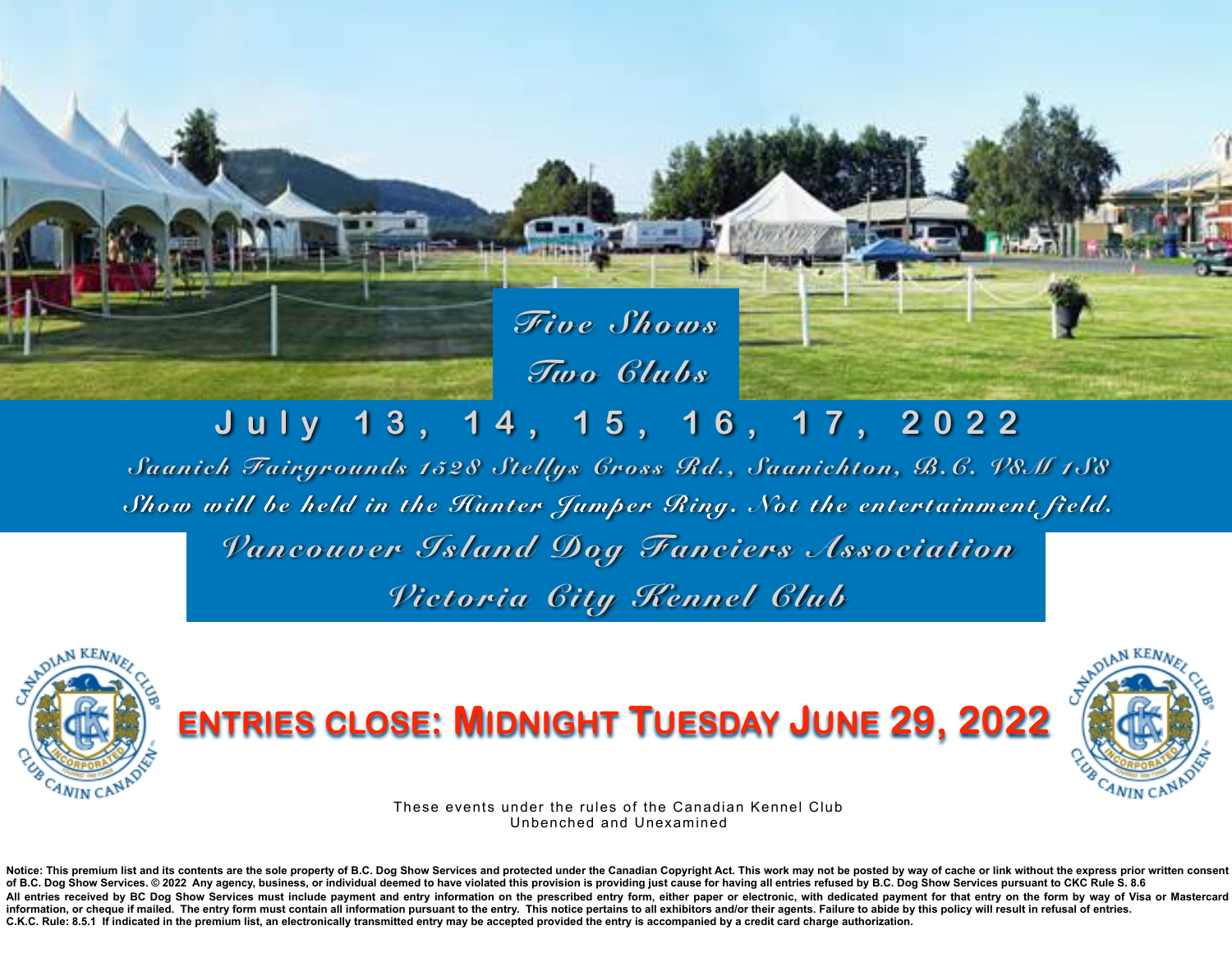# Five Shows
# Two Clubs

## July 13, 14, 15, 16, 17, 2022

*Saanich Fairgrounds 1528 Stellys Cross Rd., Saanichton, B.C. V8M 1S8*

*Show will be held in the Hunter Jumper Ring. Not the entertainment field.*

## *Vancouver Island Dog Fanciers Association*
## *Victoria City Kennel Club*

## ENTRIES CLOSE: MIDNIGHT TUESDAY JUNE 29, 2022

These events under the rules of the Canadian Kennel Club
Unbenched and Unexamined

**Notice: This premium list and its contents are the sole property of B.C. Dog Show Services and protected under the Canadian Copyright Act. This work may not be posted by way of cache or link without the express prior written consent of B.C. Dog Show Services. © 2022 Any agency, business, or individual deemed to have violated this provision is providing just cause for having all entries refused by B.C. Dog Show Services pursuant to CKC Rule S. 8.6**

**All entries received by BC Dog Show Services must include payment and entry information on the prescribed entry form, either paper or electronic, with dedicated payment for that entry on the form by way of Visa or Mastercard information, or cheque if mailed. The entry form must contain all information pursuant to the entry. This notice pertains to all exhibitors and/or their agents. Failure to abide by this policy will result in refusal of entries.**

**C.K.C. Rule: 8.5.1 If indicated in the premium list, an electronically transmitted entry may be accepted provided the entry is accompanied by a credit card charge authorization.**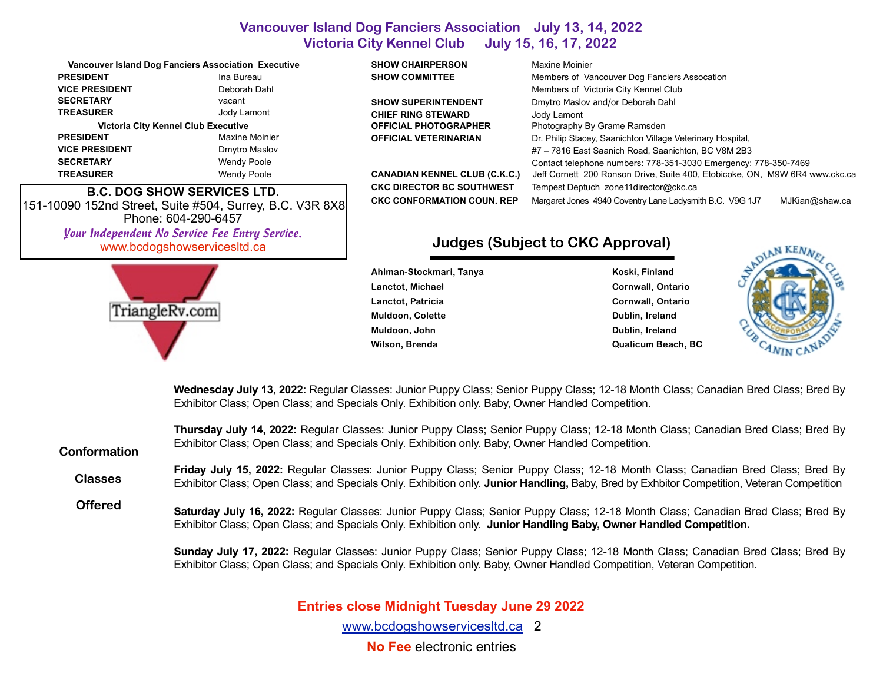# Vancouver Island Dog Fanciers Association July 13, 14, 2022
# Victoria City Kennel Club July 15, 16, 17, 2022

**Vancouver Island Dog Fanciers Association Executive**

| | |
|---|---|
| **PRESIDENT** | Ina Bureau |
| **VICE PRESIDENT** | Deborah Dahl |
| **SECRETARY** | vacant |
| **TREASURER** | Jody Lamont |

**Victoria City Kennel Club Executive**

| | |
|---|---|
| **PRESIDENT** | Maxine Moinier |
| **VICE PRESIDENT** | Dmytro Maslov |
| **SECRETARY** | Wendy Poole |
| **TREASURER** | Wendy Poole |

**B.C. DOG SHOW SERVICES LTD.**
151-10090 152nd Street, Suite #504, Surrey, B.C. V3R 8X8
Phone: 604-290-6457
*Your Independent No Service Fee Entry Service.*
www.bcdogshowservicesltd.ca

TriangleRv.com

| | |
|---|---|
| **SHOW CHAIRPERSON** | Maxine Moinier |
| **SHOW COMMITTEE** | Members of Vancouver Dog Fanciers Assocation<br>Members of Victoria City Kennel Club |
| **SHOW SUPERINTENDENT** | Dmytro Maslov and/or Deborah Dahl |
| **CHIEF RING STEWARD** | Jody Lamont |
| **OFFICIAL PHOTOGRAPHER** | Photography By Grame Ramsden |
| **OFFICIAL VETERINARIAN** | Dr. Philip Stacey, Saanichton Village Veterinary Hospital,<br>#7 – 7816 East Saanich Road, Saanichton, BC V8M 2B3<br>Contact telephone numbers: 778-351-3030 Emergency: 778-350-7469 |
| **CANADIAN KENNEL CLUB (C.K.C.)** | Jeff Cornett 200 Ronson Drive, Suite 400, Etobicoke, ON, M9W 6R4 www.ckc.ca |
| **CKC DIRECTOR BC SOUTHWEST** | Tempest Deptuch zone11director@ckc.ca |
| **CKC CONFORMATION COUN. REP** | Margaret Jones 4940 Coventry Lane Ladysmith B.C. V9G 1J7 MJKian@shaw.ca |

## Judges (Subject to CKC Approval)

| | |
|---|---|
| **Ahlman-Stockmari, Tanya** | **Koski, Finland** |
| **Lanctot, Michael** | **Cornwall, Ontario** |
| **Lanctot, Patricia** | **Cornwall, Ontario** |
| **Muldoon, Colette** | **Dublin, Ireland** |
| **Muldoon, John** | **Dublin, Ireland** |
| **Wilson, Brenda** | **Qualicum Beach, BC** |

## Conformation Classes Offered

**Wednesday July 13, 2022:** Regular Classes: Junior Puppy Class; Senior Puppy Class; 12-18 Month Class; Canadian Bred Class; Bred By Exhibitor Class; Open Class; and Specials Only. Exhibition only. Baby, Owner Handled Competition.

**Thursday July 14, 2022:** Regular Classes: Junior Puppy Class; Senior Puppy Class; 12-18 Month Class; Canadian Bred Class; Bred By Exhibitor Class; Open Class; and Specials Only. Exhibition only. Baby, Owner Handled Competition.

**Friday July 15, 2022:** Regular Classes: Junior Puppy Class; Senior Puppy Class; 12-18 Month Class; Canadian Bred Class; Bred By Exhibitor Class; Open Class; and Specials Only. Exhibition only. **Junior Handling,** Baby, Bred by Exhbitor Competition, Veteran Competition

**Saturday July 16, 2022:** Regular Classes: Junior Puppy Class; Senior Puppy Class; 12-18 Month Class; Canadian Bred Class; Bred By Exhibitor Class; Open Class; and Specials Only. Exhibition only. **Junior Handling Baby, Owner Handled Competition.**

**Sunday July 17, 2022:** Regular Classes: Junior Puppy Class; Senior Puppy Class; 12-18 Month Class; Canadian Bred Class; Bred By Exhibitor Class; Open Class; and Specials Only. Exhibition only. Baby, Owner Handled Competition, Veteran Competition.

**Entries close Midnight Tuesday June 29 2022**

www.bcdogshowservicesltd.ca

**No Fee** electronic entries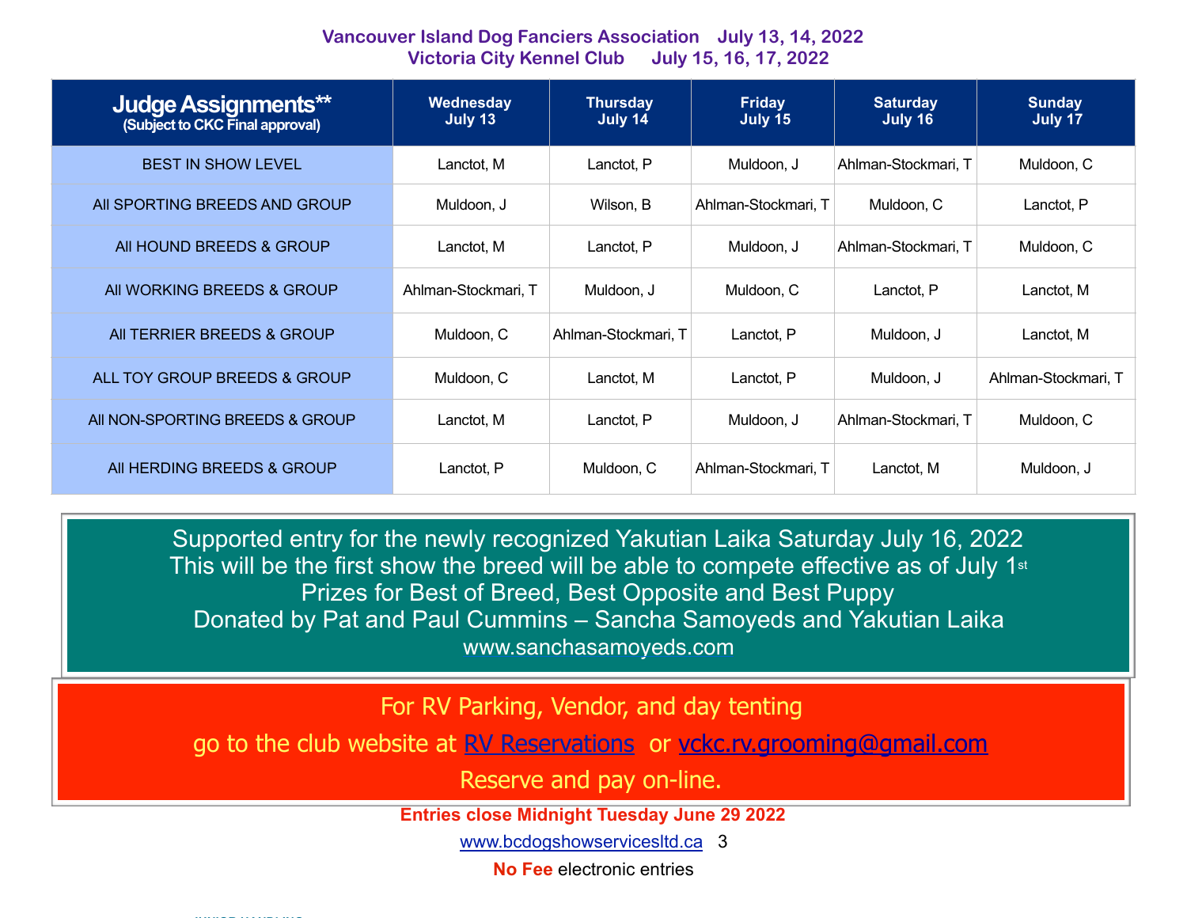**Vancouver Island Dog Fanciers Association July 13, 14, 2022**
**Victoria City Kennel Club July 15, 16, 17, 2022**

| Judge Assignments** (Subject to CKC Final approval) | Wednesday July 13 | Thursday July 14 | Friday July 15 | Saturday July 16 | Sunday July 17 |
|---|---|---|---|---|---|
| BEST IN SHOW LEVEL | Lanctot, M | Lanctot, P | Muldoon, J | Ahlman-Stockmari, T | Muldoon, C |
| All SPORTING BREEDS AND GROUP | Muldoon, J | Wilson, B | Ahlman-Stockmari, T | Muldoon, C | Lanctot, P |
| All HOUND BREEDS & GROUP | Lanctot, M | Lanctot, P | Muldoon, J | Ahlman-Stockmari, T | Muldoon, C |
| All WORKING BREEDS & GROUP | Ahlman-Stockmari, T | Muldoon, J | Muldoon, C | Lanctot, P | Lanctot, M |
| All TERRIER BREEDS & GROUP | Muldoon, C | Ahlman-Stockmari, T | Lanctot, P | Muldoon, J | Lanctot, M |
| ALL TOY GROUP BREEDS & GROUP | Muldoon, C | Lanctot, M | Lanctot, P | Muldoon, J | Ahlman-Stockmari, T |
| All NON-SPORTING BREEDS & GROUP | Lanctot, M | Lanctot, P | Muldoon, J | Ahlman-Stockmari, T | Muldoon, C |
| All HERDING BREEDS & GROUP | Lanctot, P | Muldoon, C | Ahlman-Stockmari, T | Lanctot, M | Muldoon, J |

Supported entry for the newly recognized Yakutian Laika Saturday July 16, 2022
This will be the first show the breed will be able to compete effective as of July 1st
Prizes for Best of Breed, Best Opposite and Best Puppy
Donated by Pat and Paul Cummins – Sancha Samoyeds and Yakutian Laika
www.sanchasamoyeds.com

For RV Parking, Vendor, and day tenting
go to the club website at RV Reservations or vckc.rv.grooming@gmail.com
Reserve and pay on-line.

**Entries close Midnight Tuesday June 29 2022**

www.bcdogshowservicesltd.ca

**No Fee** electronic entries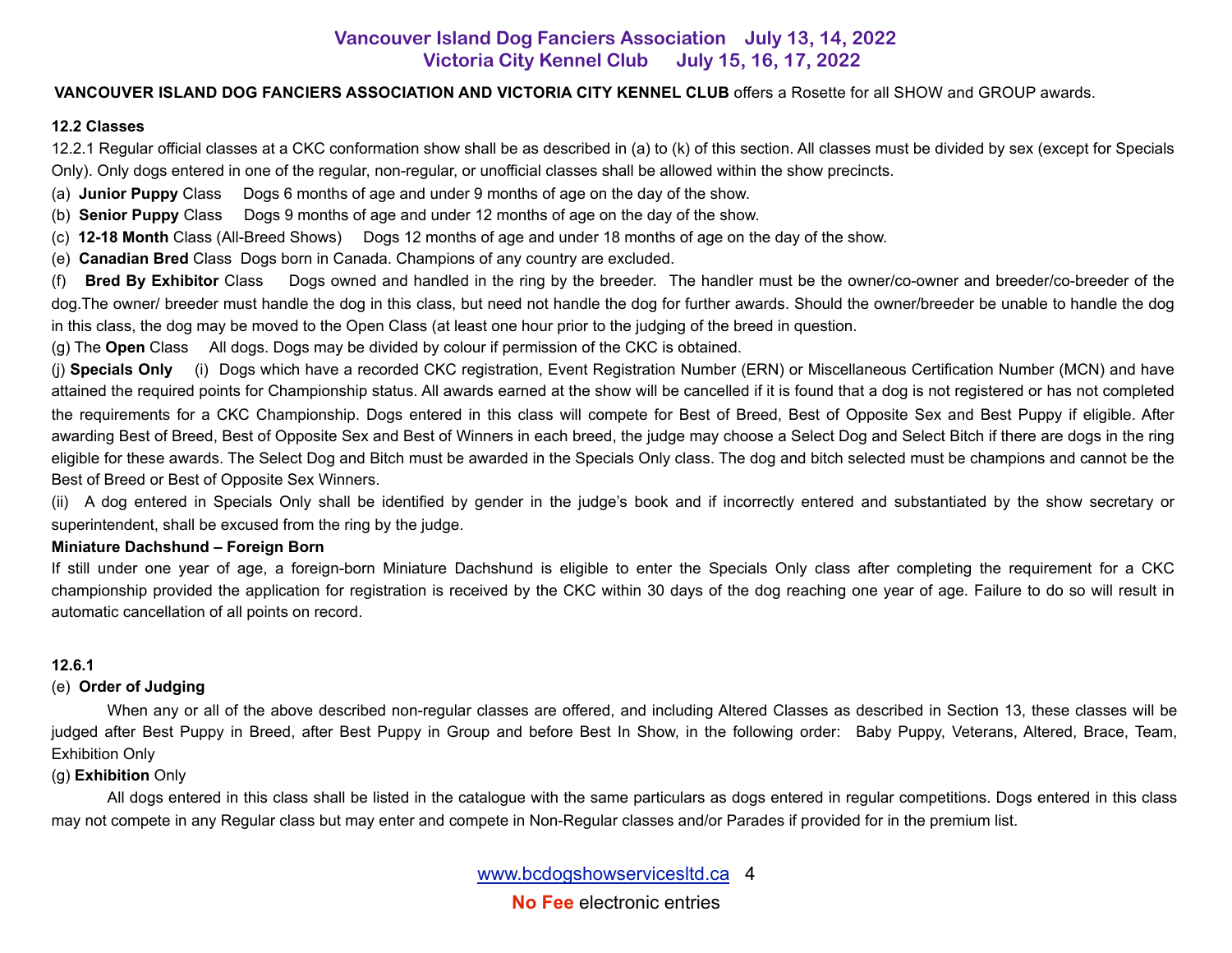**Vancouver Island Dog Fanciers Association July 13, 14, 2022**
**Victoria City Kennel Club July 15, 16, 17, 2022**

**VANCOUVER ISLAND DOG FANCIERS ASSOCIATION AND VICTORIA CITY KENNEL CLUB** offers a Rosette for all SHOW and GROUP awards.

**12.2 Classes**

12.2.1 Regular official classes at a CKC conformation show shall be as described in (a) to (k) of this section. All classes must be divided by sex (except for Specials Only). Only dogs entered in one of the regular, non-regular, or unofficial classes shall be allowed within the show precincts.

(a) **Junior Puppy** Class Dogs 6 months of age and under 9 months of age on the day of the show.

(b) **Senior Puppy** Class Dogs 9 months of age and under 12 months of age on the day of the show.

(c) **12-18 Month** Class (All-Breed Shows) Dogs 12 months of age and under 18 months of age on the day of the show.

(e) **Canadian Bred** Class Dogs born in Canada. Champions of any country are excluded.

(f) **Bred By Exhibitor** Class Dogs owned and handled in the ring by the breeder. The handler must be the owner/co-owner and breeder/co-breeder of the dog.The owner/ breeder must handle the dog in this class, but need not handle the dog for further awards. Should the owner/breeder be unable to handle the dog in this class, the dog may be moved to the Open Class (at least one hour prior to the judging of the breed in question.

(g) The **Open** Class All dogs. Dogs may be divided by colour if permission of the CKC is obtained.

(j) **Specials Only** (i) Dogs which have a recorded CKC registration, Event Registration Number (ERN) or Miscellaneous Certification Number (MCN) and have attained the required points for Championship status. All awards earned at the show will be cancelled if it is found that a dog is not registered or has not completed the requirements for a CKC Championship. Dogs entered in this class will compete for Best of Breed, Best of Opposite Sex and Best Puppy if eligible. After awarding Best of Breed, Best of Opposite Sex and Best of Winners in each breed, the judge may choose a Select Dog and Select Bitch if there are dogs in the ring eligible for these awards. The Select Dog and Bitch must be awarded in the Specials Only class. The dog and bitch selected must be champions and cannot be the Best of Breed or Best of Opposite Sex Winners.

(ii) A dog entered in Specials Only shall be identified by gender in the judge's book and if incorrectly entered and substantiated by the show secretary or superintendent, shall be excused from the ring by the judge.

**Miniature Dachshund – Foreign Born**

If still under one year of age, a foreign-born Miniature Dachshund is eligible to enter the Specials Only class after completing the requirement for a CKC championship provided the application for registration is received by the CKC within 30 days of the dog reaching one year of age. Failure to do so will result in automatic cancellation of all points on record.

**12.6.1**

(e) **Order of Judging**

When any or all of the above described non-regular classes are offered, and including Altered Classes as described in Section 13, these classes will be judged after Best Puppy in Breed, after Best Puppy in Group and before Best In Show, in the following order: Baby Puppy, Veterans, Altered, Brace, Team, Exhibition Only

(g) **Exhibition** Only

All dogs entered in this class shall be listed in the catalogue with the same particulars as dogs entered in regular competitions. Dogs entered in this class may not compete in any Regular class but may enter and compete in Non-Regular classes and/or Parades if provided for in the premium list.

www.bcdogshowservicesltd.ca

**No Fee** electronic entries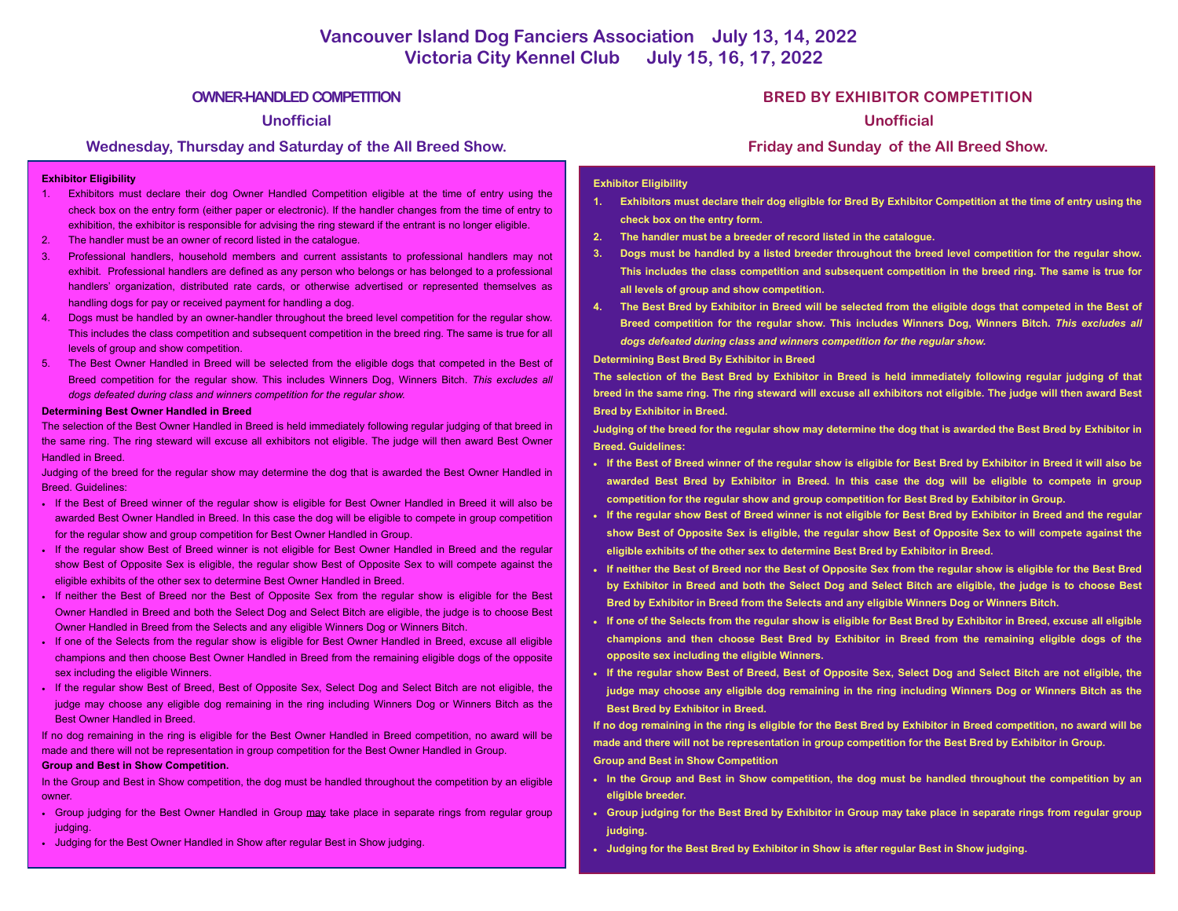# Vancouver Island Dog Fanciers Association July 13, 14, 2022
# Victoria City Kennel Club July 15, 16, 17, 2022

## OWNER-HANDLED COMPETITION

### Unofficial

### Wednesday, Thursday and Saturday of the All Breed Show.

**Exhibitor Eligibility**

1. Exhibitors must declare their dog Owner Handled Competition eligible at the time of entry using the check box on the entry form (either paper or electronic). If the handler changes from the time of entry to exhibition, the exhibitor is responsible for advising the ring steward if the entrant is no longer eligible.
2. The handler must be an owner of record listed in the catalogue.
3. Professional handlers, household members and current assistants to professional handlers may not exhibit. Professional handlers are defined as any person who belongs or has belonged to a professional handlers' organization, distributed rate cards, or otherwise advertised or represented themselves as handling dogs for pay or received payment for handling a dog.
4. Dogs must be handled by an owner-handler throughout the breed level competition for the regular show. This includes the class competition and subsequent competition in the breed ring. The same is true for all levels of group and show competition.
5. The Best Owner Handled in Breed will be selected from the eligible dogs that competed in the Best of Breed competition for the regular show. This includes Winners Dog, Winners Bitch. *This excludes all dogs defeated during class and winners competition for the regular show.*

**Determining Best Owner Handled in Breed**

The selection of the Best Owner Handled in Breed is held immediately following regular judging of that breed in the same ring. The ring steward will excuse all exhibitors not eligible. The judge will then award Best Owner Handled in Breed.

Judging of the breed for the regular show may determine the dog that is awarded the Best Owner Handled in Breed. Guidelines:

- If the Best of Breed winner of the regular show is eligible for Best Owner Handled in Breed it will also be awarded Best Owner Handled in Breed. In this case the dog will be eligible to compete in group competition for the regular show and group competition for Best Owner Handled in Group.
- If the regular show Best of Breed winner is not eligible for Best Owner Handled in Breed and the regular show Best of Opposite Sex is eligible, the regular show Best of Opposite Sex to will compete against the eligible exhibits of the other sex to determine Best Owner Handled in Breed.
- If neither the Best of Breed nor the Best of Opposite Sex from the regular show is eligible for the Best Owner Handled in Breed and both the Select Dog and Select Bitch are eligible, the judge is to choose Best Owner Handled in Breed from the Selects and any eligible Winners Dog or Winners Bitch.
- If one of the Selects from the regular show is eligible for Best Owner Handled in Breed, excuse all eligible champions and then choose Best Owner Handled in Breed from the remaining eligible dogs of the opposite sex including the eligible Winners.
- If the regular show Best of Breed, Best of Opposite Sex, Select Dog and Select Bitch are not eligible, the judge may choose any eligible dog remaining in the ring including Winners Dog or Winners Bitch as the Best Owner Handled in Breed.

If no dog remaining in the ring is eligible for the Best Owner Handled in Breed competition, no award will be made and there will not be representation in group competition for the Best Owner Handled in Group.

**Group and Best in Show Competition.**

In the Group and Best in Show competition, the dog must be handled throughout the competition by an eligible owner.

- Group judging for the Best Owner Handled in Group may take place in separate rings from regular group judging.
- Judging for the Best Owner Handled in Show after regular Best in Show judging.

## BRED BY EXHIBITOR COMPETITION

### Unofficial

### Friday and Sunday of the All Breed Show.

**Exhibitor Eligibility**

1. **Exhibitors must declare their dog eligible for Bred By Exhibitor Competition at the time of entry using the check box on the entry form.**
2. **The handler must be a breeder of record listed in the catalogue.**
3. **Dogs must be handled by a listed breeder throughout the breed level competition for the regular show. This includes the class competition and subsequent competition in the breed ring. The same is true for all levels of group and show competition.**
4. **The Best Bred by Exhibitor in Breed will be selected from the eligible dogs that competed in the Best of Breed competition for the regular show. This includes Winners Dog, Winners Bitch. *This excludes all dogs defeated during class and winners competition for the regular show.***

**Determining Best Bred By Exhibitor in Breed**

**The selection of the Best Bred by Exhibitor in Breed is held immediately following regular judging of that breed in the same ring. The ring steward will excuse all exhibitors not eligible. The judge will then award Best Bred by Exhibitor in Breed.**

**Judging of the breed for the regular show may determine the dog that is awarded the Best Bred by Exhibitor in Breed. Guidelines:**

- **If the Best of Breed winner of the regular show is eligible for Best Bred by Exhibitor in Breed it will also be awarded Best Bred by Exhibitor in Breed. In this case the dog will be eligible to compete in group competition for the regular show and group competition for Best Bred by Exhibitor in Group.**
- **If the regular show Best of Breed winner is not eligible for Best Bred by Exhibitor in Breed and the regular show Best of Opposite Sex is eligible, the regular show Best of Opposite Sex to will compete against the eligible exhibits of the other sex to determine Best Bred by Exhibitor in Breed.**
- **If neither the Best of Breed nor the Best of Opposite Sex from the regular show is eligible for the Best Bred by Exhibitor in Breed and both the Select Dog and Select Bitch are eligible, the judge is to choose Best Bred by Exhibitor in Breed from the Selects and any eligible Winners Dog or Winners Bitch.**
- **If one of the Selects from the regular show is eligible for Best Bred by Exhibitor in Breed, excuse all eligible champions and then choose Best Bred by Exhibitor in Breed from the remaining eligible dogs of the opposite sex including the eligible Winners.**
- **If the regular show Best of Breed, Best of Opposite Sex, Select Dog and Select Bitch are not eligible, the judge may choose any eligible dog remaining in the ring including Winners Dog or Winners Bitch as the Best Bred by Exhibitor in Breed.**

**If no dog remaining in the ring is eligible for the Best Bred by Exhibitor in Breed competition, no award will be made and there will not be representation in group competition for the Best Bred by Exhibitor in Group.**

**Group and Best in Show Competition**

- **In the Group and Best in Show competition, the dog must be handled throughout the competition by an eligible breeder.**
- **Group judging for the Best Bred by Exhibitor in Group may take place in separate rings from regular group judging.**
- **Judging for the Best Bred by Exhibitor in Show is after regular Best in Show judging.**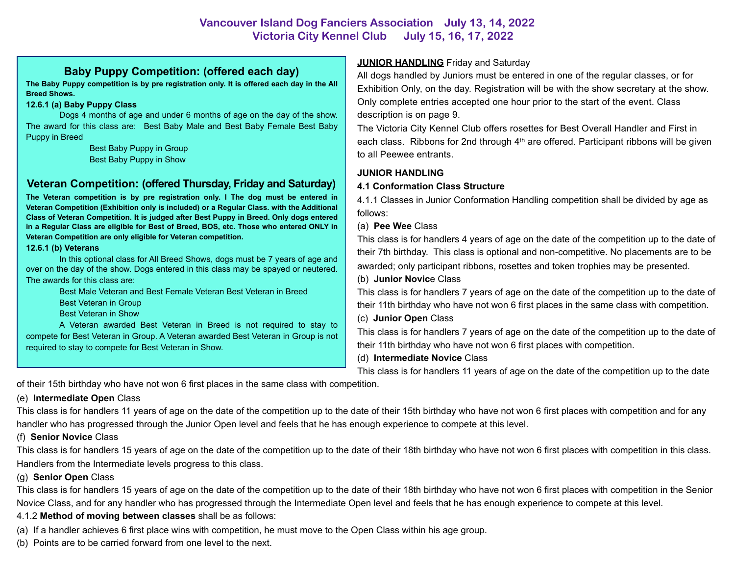# Vancouver Island Dog Fanciers Association July 13, 14, 2022
# Victoria City Kennel Club July 15, 16, 17, 2022

## Baby Puppy Competition: (offered each day)

**The Baby Puppy competition is by pre registration only. It is offered each day in the All Breed Shows.**

**12.6.1 (a) Baby Puppy Class**

Dogs 4 months of age and under 6 months of age on the day of the show. The award for this class are: Best Baby Male and Best Baby Female Best Baby Puppy in Breed

Best Baby Puppy in Group

Best Baby Puppy in Show

## Veteran Competition: (offered Thursday, Friday and Saturday)

**The Veteran competition is by pre registration only. I The dog must be entered in Veteran Competition (Exhibition only is included) or a Regular Class. with the Additional Class of Veteran Competition. It is judged after Best Puppy in Breed. Only dogs entered in a Regular Class are eligible for Best of Breed, BOS, etc. Those who entered ONLY in Veteran Competition are only eligible for Veteran competition.**

**12.6.1 (b) Veterans**

In this optional class for All Breed Shows, dogs must be 7 years of age and over on the day of the show. Dogs entered in this class may be spayed or neutered. The awards for this class are:

Best Male Veteran and Best Female Veteran Best Veteran in Breed

Best Veteran in Group

Best Veteran in Show

A Veteran awarded Best Veteran in Breed is not required to stay to compete for Best Veteran in Group. A Veteran awarded Best Veteran in Group is not required to stay to compete for Best Veteran in Show.

**JUNIOR HANDLING** Friday and Saturday

All dogs handled by Juniors must be entered in one of the regular classes, or for Exhibition Only, on the day. Registration will be with the show secretary at the show. Only complete entries accepted one hour prior to the start of the event. Class description is on page 9.

The Victoria City Kennel Club offers rosettes for Best Overall Handler and First in each class. Ribbons for 2nd through 4th are offered. Participant ribbons will be given to all Peewee entrants.

**JUNIOR HANDLING**

**4.1 Conformation Class Structure**

4.1.1 Classes in Junior Conformation Handling competition shall be divided by age as follows:

(a) **Pee Wee** Class

This class is for handlers 4 years of age on the date of the competition up to the date of their 7th birthday. This class is optional and non-competitive. No placements are to be awarded; only participant ribbons, rosettes and token trophies may be presented.

(b) **Junior Novice** Class

This class is for handlers 7 years of age on the date of the competition up to the date of their 11th birthday who have not won 6 first places in the same class with competition.

(c) **Junior Open** Class

This class is for handlers 7 years of age on the date of the competition up to the date of their 11th birthday who have not won 6 first places with competition.

(d) **Intermediate Novice** Class

This class is for handlers 11 years of age on the date of the competition up to the date of their 15th birthday who have not won 6 first places in the same class with competition.

(e) **Intermediate Open** Class

This class is for handlers 11 years of age on the date of the competition up to the date of their 15th birthday who have not won 6 first places with competition and for any handler who has progressed through the Junior Open level and feels that he has enough experience to compete at this level.

(f) **Senior Novice** Class

This class is for handlers 15 years of age on the date of the competition up to the date of their 18th birthday who have not won 6 first places with competition in this class. Handlers from the Intermediate levels progress to this class.

(g) **Senior Open** Class

This class is for handlers 15 years of age on the date of the competition up to the date of their 18th birthday who have not won 6 first places with competition in the Senior Novice Class, and for any handler who has progressed through the Intermediate Open level and feels that he has enough experience to compete at this level.

4.1.2 **Method of moving between classes** shall be as follows:

(a) If a handler achieves 6 first place wins with competition, he must move to the Open Class within his age group.

(b) Points are to be carried forward from one level to the next.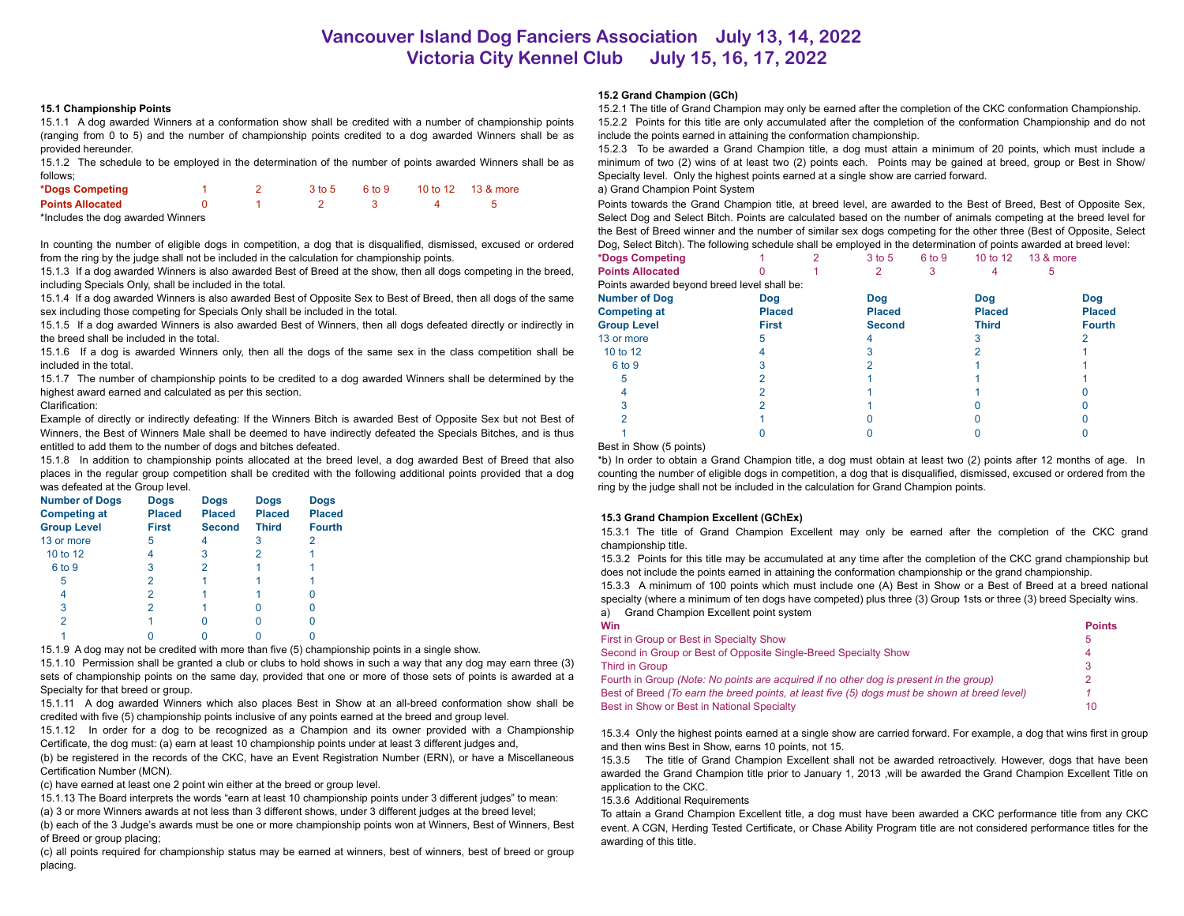# Vancouver Island Dog Fanciers Association July 13, 14, 2022
# Victoria City Kennel Club July 15, 16, 17, 2022

### 15.1 Championship Points

15.1.1 A dog awarded Winners at a conformation show shall be credited with a number of championship points (ranging from 0 to 5) and the number of championship points credited to a dog awarded Winners shall be as provided hereunder.

15.1.2 The schedule to be employed in the determination of the number of points awarded Winners shall be as follows;

| *Dogs Competing | 1 | 2 | 3 to 5 | 6 to 9 | 10 to 12 | 13 & more |
|---|---|---|---|---|---|---|
| Points Allocated | 0 | 1 | 2 | 3 | 4 | 5 |

*Includes the dog awarded Winners

In counting the number of eligible dogs in competition, a dog that is disqualified, dismissed, excused or ordered from the ring by the judge shall not be included in the calculation for championship points.

15.1.3 If a dog awarded Winners is also awarded Best of Breed at the show, then all dogs competing in the breed, including Specials Only, shall be included in the total.

15.1.4 If a dog awarded Winners is also awarded Best of Opposite Sex to Best of Breed, then all dogs of the same sex including those competing for Specials Only shall be included in the total.

15.1.5 If a dog awarded Winners is also awarded Best of Winners, then all dogs defeated directly or indirectly in the breed shall be included in the total.

15.1.6 If a dog is awarded Winners only, then all the dogs of the same sex in the class competition shall be included in the total.

15.1.7 The number of championship points to be credited to a dog awarded Winners shall be determined by the highest award earned and calculated as per this section.

Clarification:

Example of directly or indirectly defeating: If the Winners Bitch is awarded Best of Opposite Sex but not Best of Winners, the Best of Winners Male shall be deemed to have indirectly defeated the Specials Bitches, and is thus entitled to add them to the number of dogs and bitches defeated.

15.1.8 In addition to championship points allocated at the breed level, a dog awarded Best of Breed that also places in the regular group competition shall be credited with the following additional points provided that a dog was defeated at the Group level.

| Number of Dogs Competing at Group Level | Dogs Placed First | Dogs Placed Second | Dogs Placed Third | Dogs Placed Fourth |
|---|---|---|---|---|
| 13 or more | 5 | 4 | 3 | 2 |
| 10 to 12 | 4 | 3 | 2 | 1 |
| 6 to 9 | 3 | 2 | 1 | 1 |
| 5 | 2 | 1 | 1 | 1 |
| 4 | 2 | 1 | 1 | 0 |
| 3 | 2 | 1 | 0 | 0 |
| 2 | 1 | 0 | 0 | 0 |
| 1 | 0 | 0 | 0 | 0 |

15.1.9 A dog may not be credited with more than five (5) championship points in a single show.

15.1.10 Permission shall be granted a club or clubs to hold shows in such a way that any dog may earn three (3) sets of championship points on the same day, provided that one or more of those sets of points is awarded at a Specialty for that breed or group.

15.1.11 A dog awarded Winners which also places Best in Show at an all-breed conformation show shall be credited with five (5) championship points inclusive of any points earned at the breed and group level.

15.1.12 In order for a dog to be recognized as a Champion and its owner provided with a Championship Certificate, the dog must: (a) earn at least 10 championship points under at least 3 different judges and,

(b) be registered in the records of the CKC, have an Event Registration Number (ERN), or have a Miscellaneous Certification Number (MCN).

(c) have earned at least one 2 point win either at the breed or group level.

15.1.13 The Board interprets the words "earn at least 10 championship points under 3 different judges" to mean:

(a) 3 or more Winners awards at not less than 3 different shows, under 3 different judges at the breed level;

(b) each of the 3 Judge's awards must be one or more championship points won at Winners, Best of Winners, Best of Breed or group placing;

(c) all points required for championship status may be earned at winners, best of winners, best of breed or group placing.

### 15.2 Grand Champion (GCh)

15.2.1 The title of Grand Champion may only be earned after the completion of the CKC conformation Championship.

15.2.2 Points for this title are only accumulated after the completion of the conformation Championship and do not include the points earned in attaining the conformation championship.

15.2.3 To be awarded a Grand Champion title, a dog must attain a minimum of 20 points, which must include a minimum of two (2) wins of at least two (2) points each. Points may be gained at breed, group or Best in Show/ Specialty level. Only the highest points earned at a single show are carried forward.

a) Grand Champion Point System

Points towards the Grand Champion title, at breed level, are awarded to the Best of Breed, Best of Opposite Sex, Select Dog and Select Bitch. Points are calculated based on the number of animals competing at the breed level for the Best of Breed winner and the number of similar sex dogs competing for the other three (Best of Opposite, Select Dog, Select Bitch). The following schedule shall be employed in the determination of points awarded at breed level:

| *Dogs Competing | 1 | 2 | 3 to 5 | 6 to 9 | 10 to 12 | 13 & more |
|---|---|---|---|---|---|---|
| Points Allocated | 0 | 1 | 2 | 3 | 4 | 5 |

Points awarded beyond breed level shall be:

| Number of Dog Competing at Group Level | Dog Placed First | Dog Placed Second | Dog Placed Third | Dog Placed Fourth |
|---|---|---|---|---|
| 13 or more | 5 | 4 | 3 | 2 |
| 10 to 12 | 4 | 3 | 2 | 1 |
| 6 to 9 | 3 | 2 | 1 | 1 |
| 5 | 2 | 1 | 1 | 1 |
| 4 | 2 | 1 | 1 | 0 |
| 3 | 2 | 1 | 0 | 0 |
| 2 | 1 | 0 | 0 | 0 |
| 1 | 0 | 0 | 0 | 0 |

Best in Show (5 points)

*b) In order to obtain a Grand Champion title, a dog must obtain at least two (2) points after 12 months of age. In counting the number of eligible dogs in competition, a dog that is disqualified, dismissed, excused or ordered from the ring by the judge shall not be included in the calculation for Grand Champion points.

### 15.3 Grand Champion Excellent (GChEx)

15.3.1 The title of Grand Champion Excellent may only be earned after the completion of the CKC grand championship title.

15.3.2 Points for this title may be accumulated at any time after the completion of the CKC grand championship but does not include the points earned in attaining the conformation championship or the grand championship.

15.3.3 A minimum of 100 points which must include one (A) Best in Show or a Best of Breed at a breed national specialty (where a minimum of ten dogs have competed) plus three (3) Group 1sts or three (3) breed Specialty wins.

a) Grand Champion Excellent point system

| Win | Points |
|---|---|
| First in Group or Best in Specialty Show | 5 |
| Second in Group or Best of Opposite Single-Breed Specialty Show | 4 |
| Third in Group | 3 |
| Fourth in Group *(Note: No points are acquired if no other dog is present in the group)* | 2 |
| Best of Breed *(To earn the breed points, at least five (5) dogs must be shown at breed level)* | *1* |
| Best in Show or Best in National Specialty | 10 |

15.3.4 Only the highest points earned at a single show are carried forward. For example, a dog that wins first in group and then wins Best in Show, earns 10 points, not 15.

15.3.5 The title of Grand Champion Excellent shall not be awarded retroactively. However, dogs that have been awarded the Grand Champion title prior to January 1, 2013 ,will be awarded the Grand Champion Excellent Title on application to the CKC.

15.3.6 Additional Requirements

To attain a Grand Champion Excellent title, a dog must have been awarded a CKC performance title from any CKC event. A CGN, Herding Tested Certificate, or Chase Ability Program title are not considered performance titles for the awarding of this title.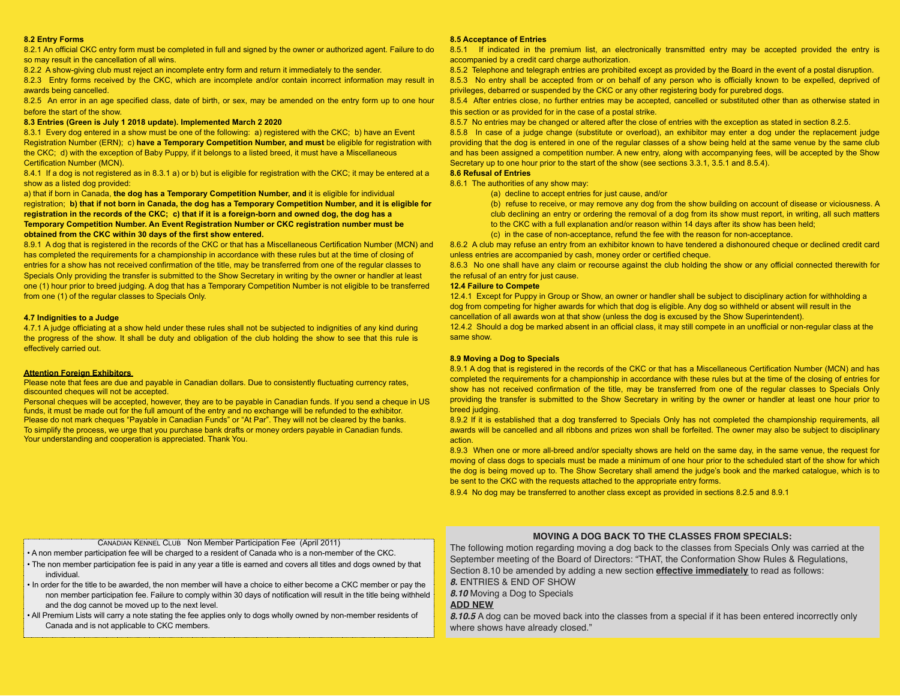**8.2 Entry Forms**

8.2.1 An official CKC entry form must be completed in full and signed by the owner or authorized agent. Failure to do so may result in the cancellation of all wins.

8.2.2 A show-giving club must reject an incomplete entry form and return it immediately to the sender.

8.2.3 Entry forms received by the CKC, which are incomplete and/or contain incorrect information may result in awards being cancelled.

8.2.5 An error in an age specified class, date of birth, or sex, may be amended on the entry form up to one hour before the start of the show.

**8.3 Entries (Green is July 1 2018 update). Implemented March 2 2020**

8.3.1 Every dog entered in a show must be one of the following: a) registered with the CKC; b) have an Event Registration Number (ERN); c) **have a Temporary Competition Number, and must** be eligible for registration with the CKC; d) with the exception of Baby Puppy, if it belongs to a listed breed, it must have a Miscellaneous Certification Number (MCN).

8.4.1 If a dog is not registered as in 8.3.1 a) or b) but is eligible for registration with the CKC; it may be entered at a show as a listed dog provided:

a) that if born in Canada, **the dog has a Temporary Competition Number, and** it is eligible for individual registration; **b) that if not born in Canada, the dog has a Temporary Competition Number, and it is eligible for registration in the records of the CKC; c) that if it is a foreign-born and owned dog, the dog has a Temporary Competition Number. An Event Registration Number or CKC registration number must be obtained from the CKC within 30 days of the first show entered.**

8.9.1 A dog that is registered in the records of the CKC or that has a Miscellaneous Certification Number (MCN) and has completed the requirements for a championship in accordance with these rules but at the time of closing of entries for a show has not received confirmation of the title, may be transferred from one of the regular classes to Specials Only providing the transfer is submitted to the Show Secretary in writing by the owner or handler at least one (1) hour prior to breed judging. A dog that has a Temporary Competition Number is not eligible to be transferred from one (1) of the regular classes to Specials Only.

**4.7 Indignities to a Judge**

4.7.1 A judge officiating at a show held under these rules shall not be subjected to indignities of any kind during the progress of the show. It shall be duty and obligation of the club holding the show to see that this rule is effectively carried out.

**Attention Foreign Exhibitors**

Please note that fees are due and payable in Canadian dollars. Due to consistently fluctuating currency rates, discounted cheques will not be accepted.

Personal cheques will be accepted, however, they are to be payable in Canadian funds. If you send a cheque in US funds, it must be made out for the full amount of the entry and no exchange will be refunded to the exhibitor.

Please do not mark cheques "Payable in Canadian Funds" or "At Par". They will not be cleared by the banks.

To simplify the process, we urge that you purchase bank drafts or money orders payable in Canadian funds.

Your understanding and cooperation is appreciated. Thank You.

**8.5 Acceptance of Entries**

8.5.1 If indicated in the premium list, an electronically transmitted entry may be accepted provided the entry is accompanied by a credit card charge authorization.

8.5.2 Telephone and telegraph entries are prohibited except as provided by the Board in the event of a postal disruption.

8.5.3 No entry shall be accepted from or on behalf of any person who is officially known to be expelled, deprived of privileges, debarred or suspended by the CKC or any other registering body for purebred dogs.

8.5.4 After entries close, no further entries may be accepted, cancelled or substituted other than as otherwise stated in this section or as provided for in the case of a postal strike.

8.5.7 No entries may be changed or altered after the close of entries with the exception as stated in section 8.2.5.

8.5.8 In case of a judge change (substitute or overload), an exhibitor may enter a dog under the replacement judge providing that the dog is entered in one of the regular classes of a show being held at the same venue by the same club and has been assigned a competition number. A new entry, along with accompanying fees, will be accepted by the Show Secretary up to one hour prior to the start of the show (see sections 3.3.1, 3.5.1 and 8.5.4).

**8.6 Refusal of Entries**

8.6.1 The authorities of any show may:

(a) decline to accept entries for just cause, and/or

(b) refuse to receive, or may remove any dog from the show building on account of disease or viciousness. A club declining an entry or ordering the removal of a dog from its show must report, in writing, all such matters to the CKC with a full explanation and/or reason within 14 days after its show has been held;

(c) in the case of non-acceptance, refund the fee with the reason for non-acceptance.

8.6.2 A club may refuse an entry from an exhibitor known to have tendered a dishonoured cheque or declined credit card unless entries are accompanied by cash, money order or certified cheque.

8.6.3 No one shall have any claim or recourse against the club holding the show or any official connected therewith for the refusal of an entry for just cause.

**12.4 Failure to Compete**

12.4.1 Except for Puppy in Group or Show, an owner or handler shall be subject to disciplinary action for withholding a dog from competing for higher awards for which that dog is eligible. Any dog so withheld or absent will result in the cancellation of all awards won at that show (unless the dog is excused by the Show Superintendent).

12.4.2 Should a dog be marked absent in an official class, it may still compete in an unofficial or non-regular class at the same show.

**8.9 Moving a Dog to Specials**

8.9.1 A dog that is registered in the records of the CKC or that has a Miscellaneous Certification Number (MCN) and has completed the requirements for a championship in accordance with these rules but at the time of the closing of entries for show has not received confirmation of the title, may be transferred from one of the regular classes to Specials Only providing the transfer is submitted to the Show Secretary in writing by the owner or handler at least one hour prior to breed judging.

8.9.2 If it is established that a dog transferred to Specials Only has not completed the championship requirements, all awards will be cancelled and all ribbons and prizes won shall be forfeited. The owner may also be subject to disciplinary action.

8.9.3 When one or more all-breed and/or specialty shows are held on the same day, in the same venue, the request for moving of class dogs to specials must be made a minimum of one hour prior to the scheduled start of the show for which the dog is being moved up to. The Show Secretary shall amend the judge's book and the marked catalogue, which is to be sent to the CKC with the requests attached to the appropriate entry forms.

8.9.4 No dog may be transferred to another class except as provided in sections 8.2.5 and 8.9.1

CANADIAN KENNEL CLUB Non Member Participation Fee (April 2011)

- A non member participation fee will be charged to a resident of Canada who is a non-member of the CKC.
- The non member participation fee is paid in any year a title is earned and covers all titles and dogs owned by that individual.
- In order for the title to be awarded, the non member will have a choice to either become a CKC member or pay the non member participation fee. Failure to comply within 30 days of notification will result in the title being withheld and the dog cannot be moved up to the next level.
- All Premium Lists will carry a note stating the fee applies only to dogs wholly owned by non-member residents of Canada and is not applicable to CKC members.

**MOVING A DOG BACK TO THE CLASSES FROM SPECIALS:**

The following motion regarding moving a dog back to the classes from Specials Only was carried at the September meeting of the Board of Directors: "THAT, the Conformation Show Rules & Regulations, Section 8.10 be amended by adding a new section **effective immediately** to read as follows:

***8.*** ENTRIES & END OF SHOW

***8.10*** Moving a Dog to Specials

**ADD NEW**

***8.10.5*** A dog can be moved back into the classes from a special if it has been entered incorrectly only where shows have already closed."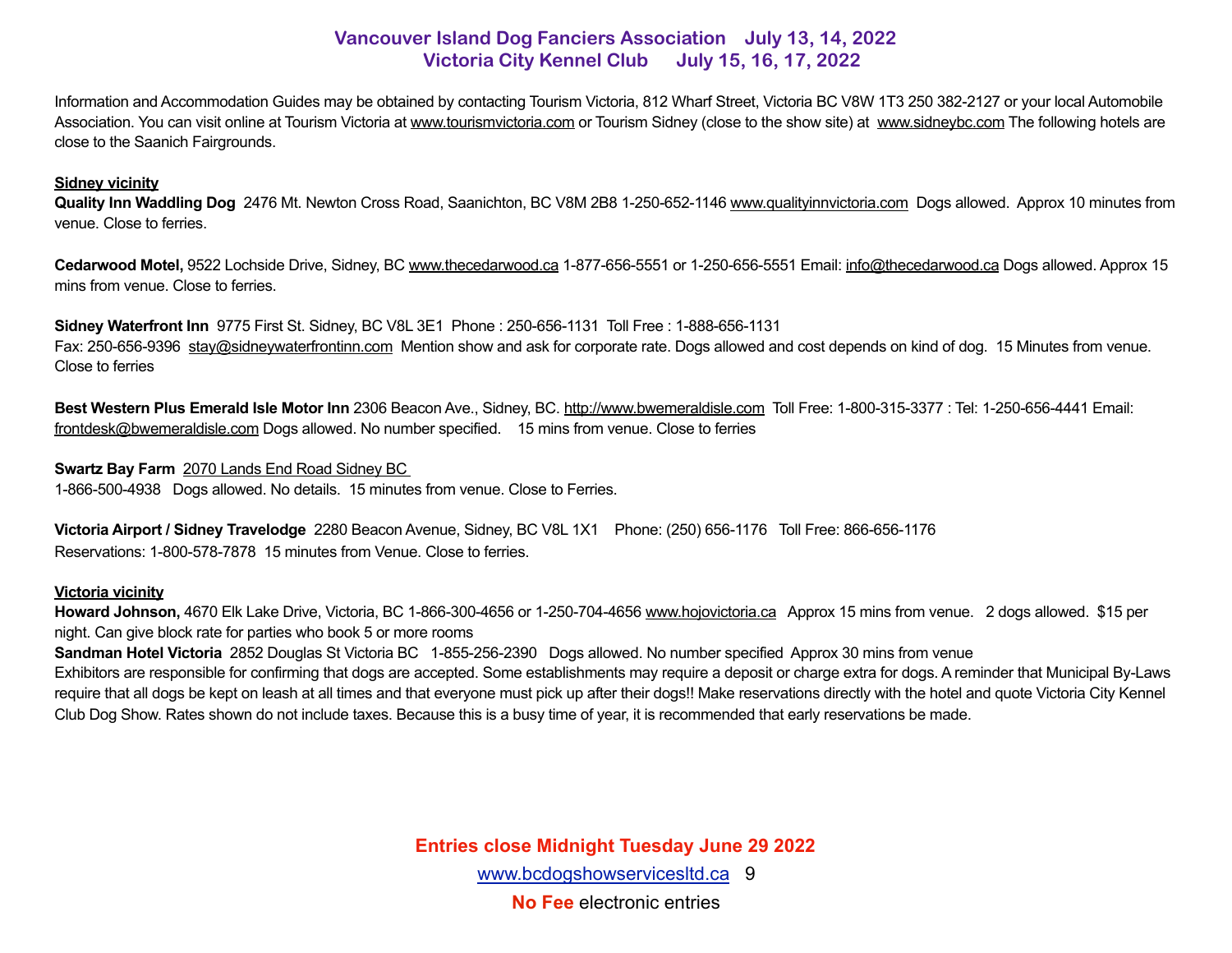## Vancouver Island Dog Fanciers Association July 13, 14, 2022
## Victoria City Kennel Club July 15, 16, 17, 2022

Information and Accommodation Guides may be obtained by contacting Tourism Victoria, 812 Wharf Street, Victoria BC V8W 1T3 250 382-2127 or your local Automobile Association. You can visit online at Tourism Victoria at www.tourismvictoria.com or Tourism Sidney (close to the show site) at www.sidneybc.com The following hotels are close to the Saanich Fairgrounds.

**Sidney vicinity**

**Quality Inn Waddling Dog** 2476 Mt. Newton Cross Road, Saanichton, BC V8M 2B8 1-250-652-1146 www.qualityinnvictoria.com Dogs allowed. Approx 10 minutes from venue. Close to ferries.

**Cedarwood Motel,** 9522 Lochside Drive, Sidney, BC www.thecedarwood.ca 1-877-656-5551 or 1-250-656-5551 Email: info@thecedarwood.ca Dogs allowed. Approx 15 mins from venue. Close to ferries.

**Sidney Waterfront Inn** 9775 First St. Sidney, BC V8L 3E1 Phone : 250-656-1131 Toll Free : 1-888-656-1131
Fax: 250-656-9396 stay@sidneywaterfrontinn.com Mention show and ask for corporate rate. Dogs allowed and cost depends on kind of dog. 15 Minutes from venue. Close to ferries

**Best Western Plus Emerald Isle Motor Inn** 2306 Beacon Ave., Sidney, BC. http://www.bwemeraldisle.com Toll Free: 1-800-315-3377 : Tel: 1-250-656-4441 Email: frontdesk@bwemeraldisle.com Dogs allowed. No number specified. 15 mins from venue. Close to ferries

**Swartz Bay Farm** 2070 Lands End Road Sidney BC
1-866-500-4938 Dogs allowed. No details. 15 minutes from venue. Close to Ferries.

**Victoria Airport / Sidney Travelodge** 2280 Beacon Avenue, Sidney, BC V8L 1X1 Phone: (250) 656-1176 Toll Free: 866-656-1176
Reservations: 1-800-578-7878 15 minutes from Venue. Close to ferries.

**Victoria vicinity**

**Howard Johnson,** 4670 Elk Lake Drive, Victoria, BC 1-866-300-4656 or 1-250-704-4656 www.hojovictoria.ca Approx 15 mins from venue. 2 dogs allowed. $15 per night. Can give block rate for parties who book 5 or more rooms

**Sandman Hotel Victoria** 2852 Douglas St Victoria BC 1-855-256-2390 Dogs allowed. No number specified Approx 30 mins from venue

Exhibitors are responsible for confirming that dogs are accepted. Some establishments may require a deposit or charge extra for dogs. A reminder that Municipal By-Laws require that all dogs be kept on leash at all times and that everyone must pick up after their dogs!! Make reservations directly with the hotel and quote Victoria City Kennel Club Dog Show. Rates shown do not include taxes. Because this is a busy time of year, it is recommended that early reservations be made.

**Entries close Midnight Tuesday June 29 2022**

www.bcdogshowservicesltd.ca

**No Fee** electronic entries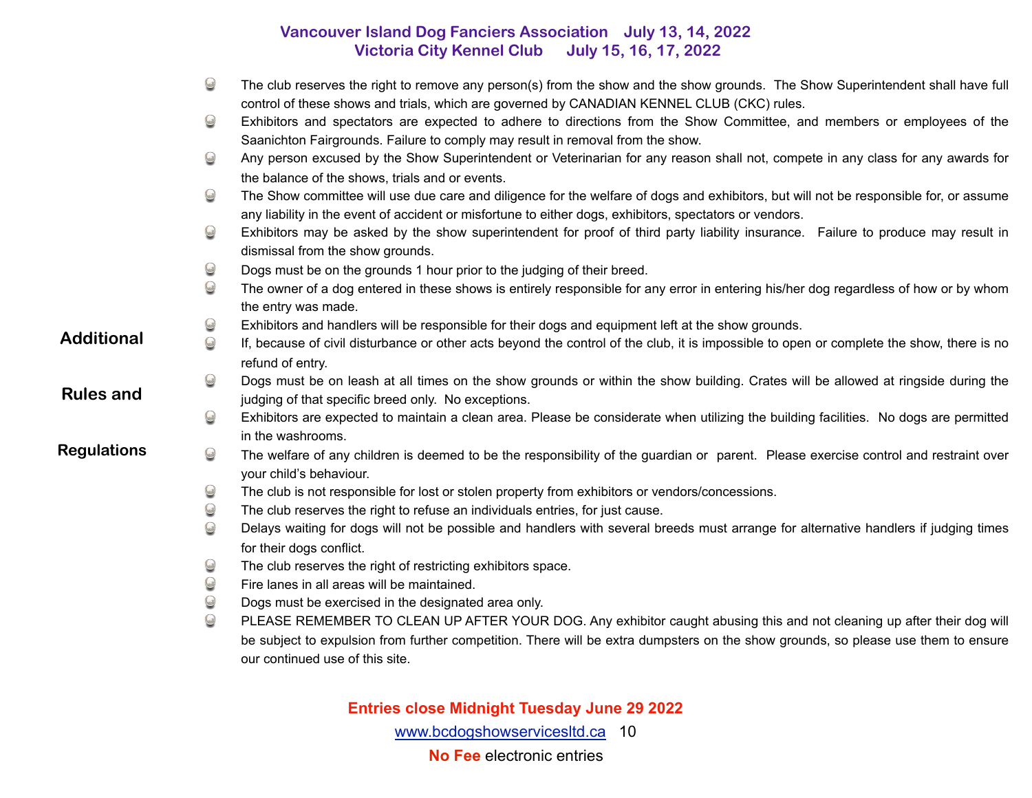**Vancouver Island Dog Fanciers Association July 13, 14, 2022**
**Victoria City Kennel Club July 15, 16, 17, 2022**

## Additional Rules and Regulations

- The club reserves the right to remove any person(s) from the show and the show grounds. The Show Superintendent shall have full control of these shows and trials, which are governed by CANADIAN KENNEL CLUB (CKC) rules.
- Exhibitors and spectators are expected to adhere to directions from the Show Committee, and members or employees of the Saanichton Fairgrounds. Failure to comply may result in removal from the show.
- Any person excused by the Show Superintendent or Veterinarian for any reason shall not, compete in any class for any awards for the balance of the shows, trials and or events.
- The Show committee will use due care and diligence for the welfare of dogs and exhibitors, but will not be responsible for, or assume any liability in the event of accident or misfortune to either dogs, exhibitors, spectators or vendors.
- Exhibitors may be asked by the show superintendent for proof of third party liability insurance. Failure to produce may result in dismissal from the show grounds.
- Dogs must be on the grounds 1 hour prior to the judging of their breed.
- The owner of a dog entered in these shows is entirely responsible for any error in entering his/her dog regardless of how or by whom the entry was made.
- Exhibitors and handlers will be responsible for their dogs and equipment left at the show grounds.
- If, because of civil disturbance or other acts beyond the control of the club, it is impossible to open or complete the show, there is no refund of entry.
- Dogs must be on leash at all times on the show grounds or within the show building. Crates will be allowed at ringside during the judging of that specific breed only. No exceptions.
- Exhibitors are expected to maintain a clean area. Please be considerate when utilizing the building facilities. No dogs are permitted in the washrooms.
- The welfare of any children is deemed to be the responsibility of the guardian or parent. Please exercise control and restraint over your child's behaviour.
- The club is not responsible for lost or stolen property from exhibitors or vendors/concessions.
- The club reserves the right to refuse an individuals entries, for just cause.
- Delays waiting for dogs will not be possible and handlers with several breeds must arrange for alternative handlers if judging times for their dogs conflict.
- The club reserves the right of restricting exhibitors space.
- Fire lanes in all areas will be maintained.
- Dogs must be exercised in the designated area only.
- PLEASE REMEMBER TO CLEAN UP AFTER YOUR DOG. Any exhibitor caught abusing this and not cleaning up after their dog will be subject to expulsion from further competition. There will be extra dumpsters on the show grounds, so please use them to ensure our continued use of this site.

**Entries close Midnight Tuesday June 29 2022**

www.bcdogshowservicesltd.ca

**No Fee** electronic entries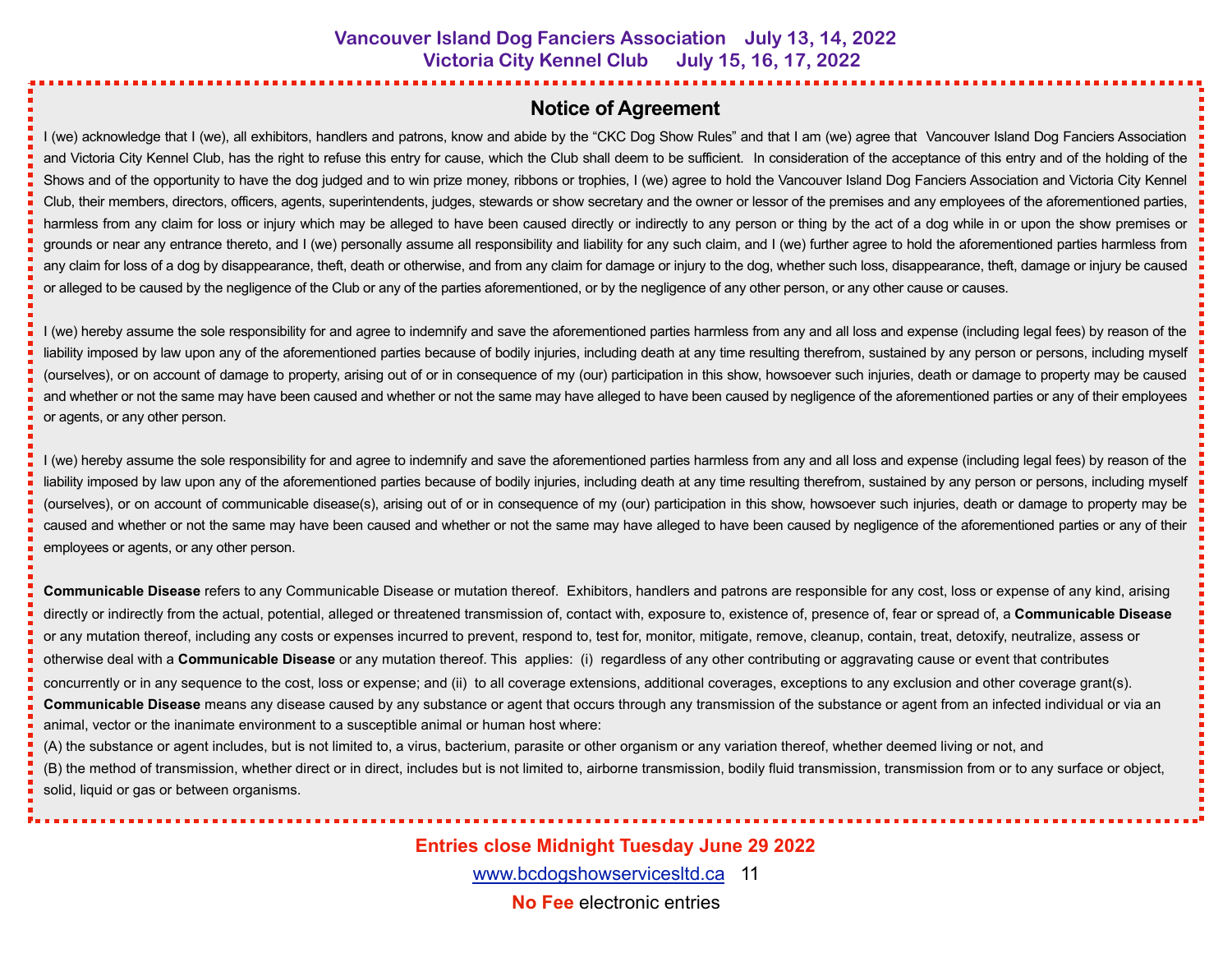**Vancouver Island Dog Fanciers Association July 13, 14, 2022**
**Victoria City Kennel Club July 15, 16, 17, 2022**

## Notice of Agreement

I (we) acknowledge that I (we), all exhibitors, handlers and patrons, know and abide by the "CKC Dog Show Rules" and that I am (we) agree that Vancouver Island Dog Fanciers Association and Victoria City Kennel Club, has the right to refuse this entry for cause, which the Club shall deem to be sufficient. In consideration of the acceptance of this entry and of the holding of the Shows and of the opportunity to have the dog judged and to win prize money, ribbons or trophies, I (we) agree to hold the Vancouver Island Dog Fanciers Association and Victoria City Kennel Club, their members, directors, officers, agents, superintendents, judges, stewards or show secretary and the owner or lessor of the premises and any employees of the aforementioned parties, harmless from any claim for loss or injury which may be alleged to have been caused directly or indirectly to any person or thing by the act of a dog while in or upon the show premises or grounds or near any entrance thereto, and I (we) personally assume all responsibility and liability for any such claim, and I (we) further agree to hold the aforementioned parties harmless from any claim for loss of a dog by disappearance, theft, death or otherwise, and from any claim for damage or injury to the dog, whether such loss, disappearance, theft, damage or injury be caused or alleged to be caused by the negligence of the Club or any of the parties aforementioned, or by the negligence of any other person, or any other cause or causes.

I (we) hereby assume the sole responsibility for and agree to indemnify and save the aforementioned parties harmless from any and all loss and expense (including legal fees) by reason of the liability imposed by law upon any of the aforementioned parties because of bodily injuries, including death at any time resulting therefrom, sustained by any person or persons, including myself (ourselves), or on account of damage to property, arising out of or in consequence of my (our) participation in this show, howsoever such injuries, death or damage to property may be caused and whether or not the same may have been caused and whether or not the same may have alleged to have been caused by negligence of the aforementioned parties or any of their employees or agents, or any other person.

I (we) hereby assume the sole responsibility for and agree to indemnify and save the aforementioned parties harmless from any and all loss and expense (including legal fees) by reason of the liability imposed by law upon any of the aforementioned parties because of bodily injuries, including death at any time resulting therefrom, sustained by any person or persons, including myself (ourselves), or on account of communicable disease(s), arising out of or in consequence of my (our) participation in this show, howsoever such injuries, death or damage to property may be caused and whether or not the same may have been caused and whether or not the same may have alleged to have been caused by negligence of the aforementioned parties or any of their employees or agents, or any other person.

**Communicable Disease** refers to any Communicable Disease or mutation thereof. Exhibitors, handlers and patrons are responsible for any cost, loss or expense of any kind, arising directly or indirectly from the actual, potential, alleged or threatened transmission of, contact with, exposure to, existence of, presence of, fear or spread of, a **Communicable Disease** or any mutation thereof, including any costs or expenses incurred to prevent, respond to, test for, monitor, mitigate, remove, cleanup, contain, treat, detoxify, neutralize, assess or otherwise deal with a **Communicable Disease** or any mutation thereof. This applies: (i) regardless of any other contributing or aggravating cause or event that contributes concurrently or in any sequence to the cost, loss or expense; and (ii) to all coverage extensions, additional coverages, exceptions to any exclusion and other coverage grant(s).
**Communicable Disease** means any disease caused by any substance or agent that occurs through any transmission of the substance or agent from an infected individual or via an animal, vector or the inanimate environment to a susceptible animal or human host where:

(A) the substance or agent includes, but is not limited to, a virus, bacterium, parasite or other organism or any variation thereof, whether deemed living or not, and

(B) the method of transmission, whether direct or in direct, includes but is not limited to, airborne transmission, bodily fluid transmission, transmission from or to any surface or object, solid, liquid or gas or between organisms.

**Entries close Midnight Tuesday June 29 2022**

www.bcdogshowservicesltd.ca

**No Fee** electronic entries